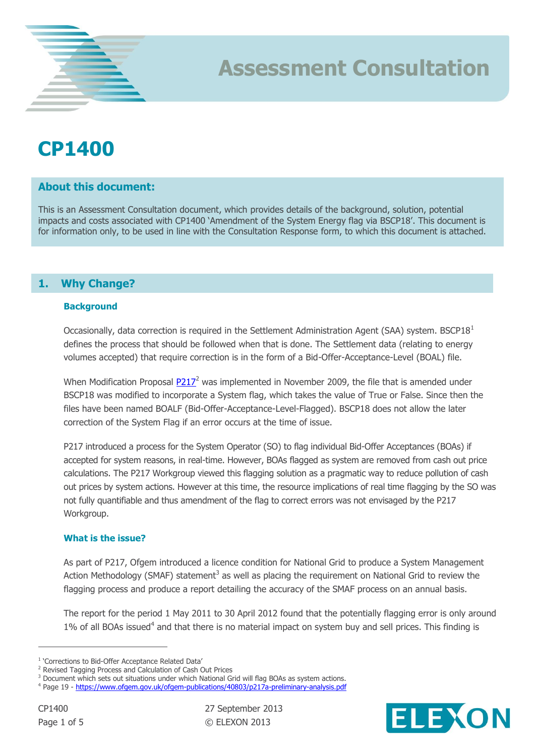# Assessment Consultation

# CP1400

## About this document:

This is an Assessment Consultation document, which provides details of the background, solution, potential impacts and costs associated with CP1400 'Amendment of the System Energy flag via BSCP18'. This document is for information only, to be used in line with the Consultation Response form, to which this document is attached.

## 1. Why Change?

### Background

Occasionally, data correction is required in the Settlement Administration Agent (SAA) system. BSCP18[1] defines the process that should be followed when that is done. The Settlement data (relating to energy volumes accepted) that require correction is in the form of a Bid-Offer-Acceptance-Level (BOAL) file.

When Modification Proposal P217[2] was implemented in November 2009, the file that is amended under BSCP18 was modified to incorporate a System flag, which takes the value of True or False. Since then the files have been named BOALF (Bid-Offer-Acceptance-Level-Flagged). BSCP18 does not allow the later correction of the System Flag if an error occurs at the time of issue.

P217 introduced a process for the System Operator (SO) to flag individual Bid-Offer Acceptances (BOAs) if accepted for system reasons, in real-time. However, BOAs flagged as system are removed from cash out price calculations. The P217 Workgroup viewed this flagging solution as a pragmatic way to reduce pollution of cash out prices by system actions. However at this time, the resource implications of real time flagging by the SO was not fully quantifiable and thus amendment of the flag to correct errors was not envisaged by the P217 Workgroup.

### What is the issue?

As part of P217, Ofgem introduced a licence condition for National Grid to produce a System Management Action Methodology (SMAF) statement[3] as well as placing the requirement on National Grid to review the flagging process and produce a report detailing the accuracy of the SMAF process on an annual basis.

The report for the period 1 May 2011 to 30 April 2012 found that the potentially flagging error is only around 1% of all BOAs issued[4] and that there is no material impact on system buy and sell prices. This finding is

---

[1] 'Corrections to Bid-Offer Acceptance Related Data'

[2] Revised Tagging Process and Calculation of Cash Out Prices

[3] Document which sets out situations under which National Grid will flag BOAs as system actions.

[4] Page 19 - https://www.ofgem.gov.uk/ofgem-publications/40803/p217a-preliminary-analysis.pdf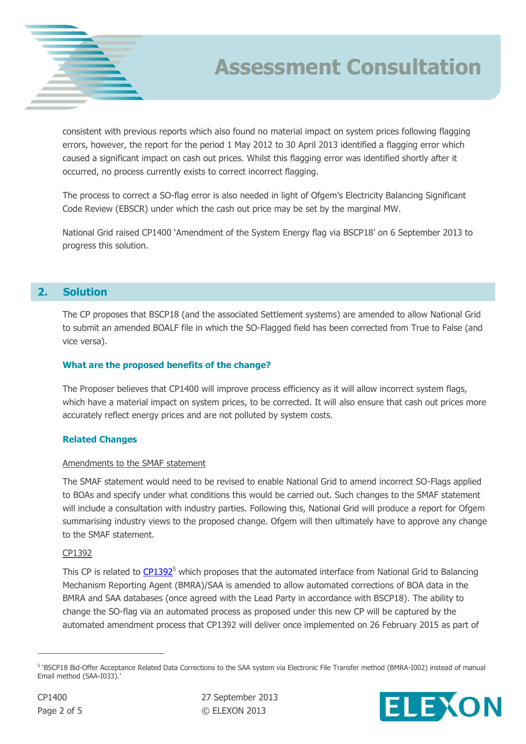consistent with previous reports which also found no material impact on system prices following flagging errors, however, the report for the period 1 May 2012 to 30 April 2013 identified a flagging error which caused a significant impact on cash out prices. Whilst this flagging error was identified shortly after it occurred, no process currently exists to correct incorrect flagging.

The process to correct a SO-flag error is also needed in light of Ofgem's Electricity Balancing Significant Code Review (EBSCR) under which the cash out price may be set by the marginal MW.

National Grid raised CP1400 'Amendment of the System Energy flag via BSCP18' on 6 September 2013 to progress this solution.

## 2. Solution

The CP proposes that BSCP18 (and the associated Settlement systems) are amended to allow National Grid to submit an amended BOALF file in which the SO-Flagged field has been corrected from True to False (and vice versa).

### What are the proposed benefits of the change?

The Proposer believes that CP1400 will improve process efficiency as it will allow incorrect system flags, which have a material impact on system prices, to be corrected. It will also ensure that cash out prices more accurately reflect energy prices and are not polluted by system costs.

### Related Changes

Amendments to the SMAF statement

The SMAF statement would need to be revised to enable National Grid to amend incorrect SO-Flags applied to BOAs and specify under what conditions this would be carried out. Such changes to the SMAF statement will include a consultation with industry parties. Following this, National Grid will produce a report for Ofgem summarising industry views to the proposed change. Ofgem will then ultimately have to approve any change to the SMAF statement.

CP1392

This CP is related to CP1392[5] which proposes that the automated interface from National Grid to Balancing Mechanism Reporting Agent (BMRA)/SAA is amended to allow automated corrections of BOA data in the BMRA and SAA databases (once agreed with the Lead Party in accordance with BSCP18). The ability to change the SO-flag via an automated process as proposed under this new CP will be captured by the automated amendment process that CP1392 will deliver once implemented on 26 February 2015 as part of

[5] 'BSCP18 Bid-Offer Acceptance Related Data Corrections to the SAA system via Electronic File Transfer method (BMRA-I002) instead of manual Email method (SAA-I033).'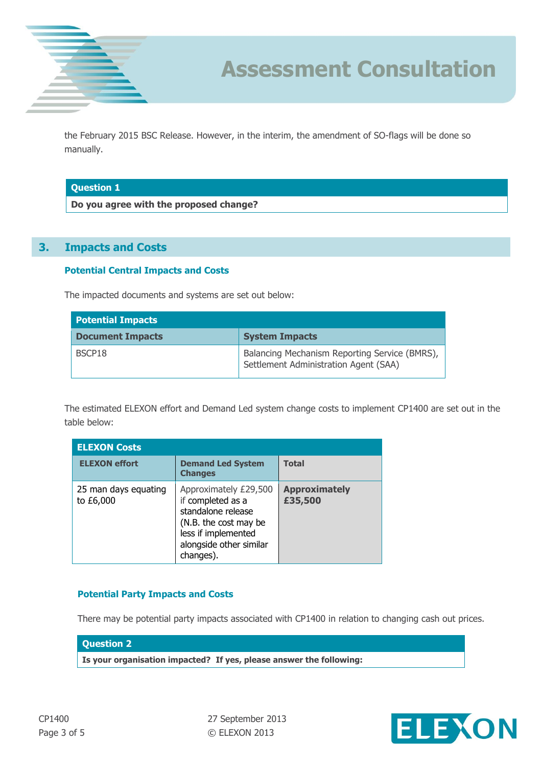the February 2015 BSC Release. However, in the interim, the amendment of SO-flags will be done so manually.

| Question 1 |
| --- |
| **Do you agree with the proposed change?** |

## 3. Impacts and Costs

### Potential Central Impacts and Costs

The impacted documents and systems are set out below:

| Potential Impacts | |
| --- | --- |
| **Document Impacts** | **System Impacts** |
| BSCP18 | Balancing Mechanism Reporting Service (BMRS), Settlement Administration Agent (SAA) |

The estimated ELEXON effort and Demand Led system change costs to implement CP1400 are set out in the table below:

| ELEXON Costs | | |
| --- | --- | --- |
| **ELEXON effort** | **Demand Led System Changes** | **Total** |
| 25 man days equating to £6,000 | Approximately £29,500 if completed as a standalone release (N.B. the cost may be less if implemented alongside other similar changes). | **Approximately £35,500** |

### Potential Party Impacts and Costs

There may be potential party impacts associated with CP1400 in relation to changing cash out prices.

| Question 2 |
| --- |
| **Is your organisation impacted? If yes, please answer the following:** |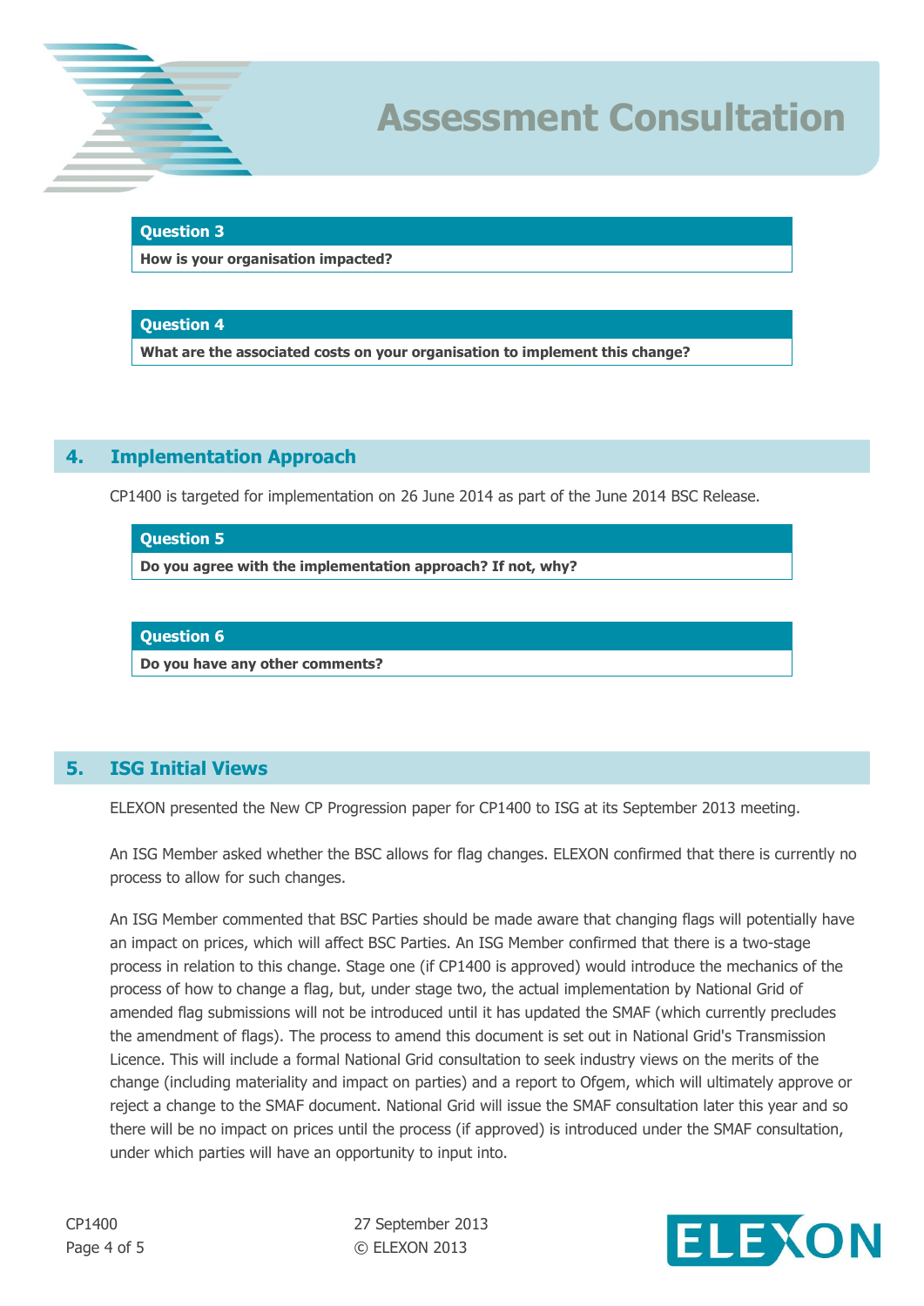| Question 3 |
| --- |
| **How is your organisation impacted?** |

| Question 4 |
| --- |
| **What are the associated costs on your organisation to implement this change?** |

## 4. Implementation Approach

CP1400 is targeted for implementation on 26 June 2014 as part of the June 2014 BSC Release.

| Question 5 |
| --- |
| **Do you agree with the implementation approach? If not, why?** |

| Question 6 |
| --- |
| **Do you have any other comments?** |

## 5. ISG Initial Views

ELEXON presented the New CP Progression paper for CP1400 to ISG at its September 2013 meeting.

An ISG Member asked whether the BSC allows for flag changes. ELEXON confirmed that there is currently no process to allow for such changes.

An ISG Member commented that BSC Parties should be made aware that changing flags will potentially have an impact on prices, which will affect BSC Parties. An ISG Member confirmed that there is a two-stage process in relation to this change. Stage one (if CP1400 is approved) would introduce the mechanics of the process of how to change a flag, but, under stage two, the actual implementation by National Grid of amended flag submissions will not be introduced until it has updated the SMAF (which currently precludes the amendment of flags). The process to amend this document is set out in National Grid's Transmission Licence. This will include a formal National Grid consultation to seek industry views on the merits of the change (including materiality and impact on parties) and a report to Ofgem, which will ultimately approve or reject a change to the SMAF document. National Grid will issue the SMAF consultation later this year and so there will be no impact on prices until the process (if approved) is introduced under the SMAF consultation, under which parties will have an opportunity to input into.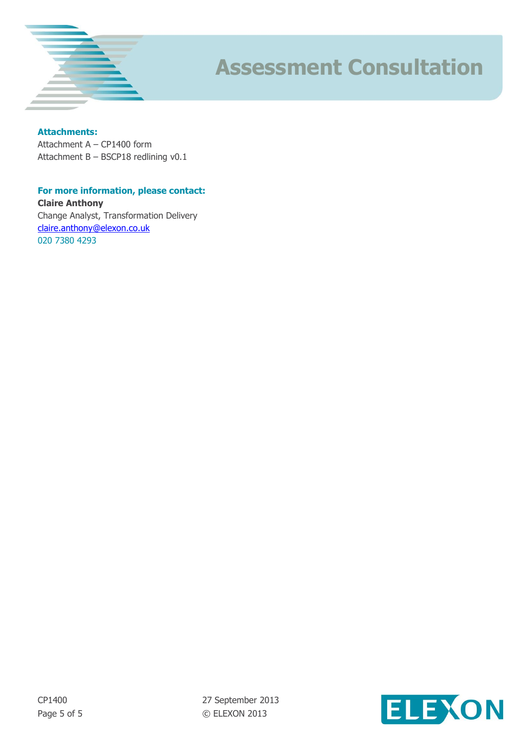**Attachments:**

Attachment A – CP1400 form

Attachment B – BSCP18 redlining v0.1

**For more information, please contact:**

**Claire Anthony**

Change Analyst, Transformation Delivery

claire.anthony@elexon.co.uk

020 7380 4293